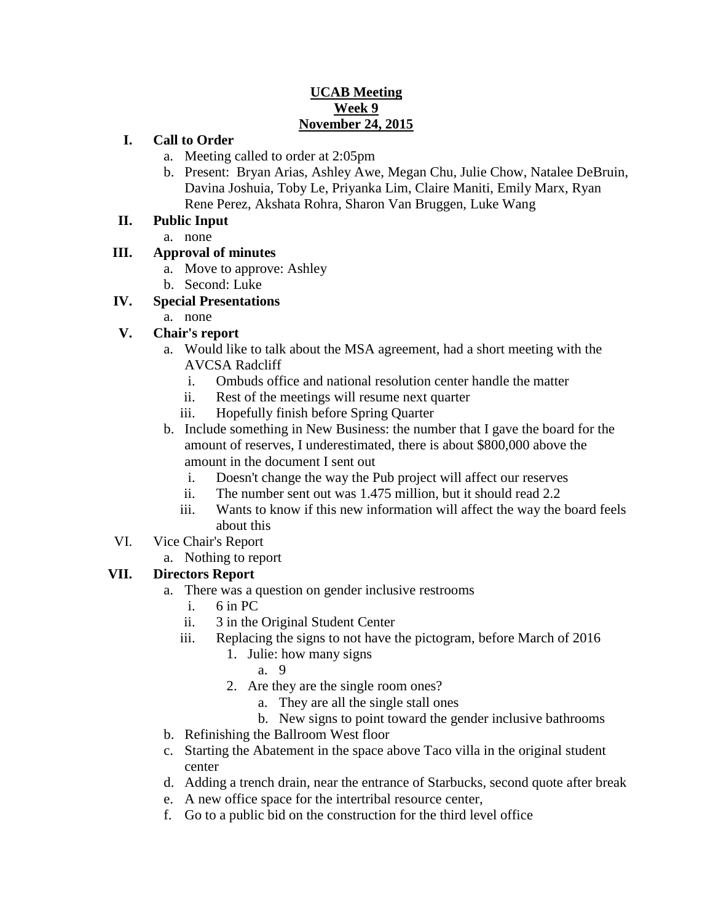# UCAB Meeting
## Week 9
## November 24, 2015

**I. Call to Order**

a. Meeting called to order at 2:05pm

b. Present: Bryan Arias, Ashley Awe, Megan Chu, Julie Chow, Natalee DeBruin, Davina Joshuia, Toby Le, Priyanka Lim, Claire Maniti, Emily Marx, Ryan Rene Perez, Akshata Rohra, Sharon Van Bruggen, Luke Wang

**II. Public Input**

a. none

**III. Approval of minutes**

a. Move to approve: Ashley

b. Second: Luke

**IV. Special Presentations**

a. none

**V. Chair's report**

a. Would like to talk about the MSA agreement, had a short meeting with the AVCSA Radcliff

   i. Ombuds office and national resolution center handle the matter

   ii. Rest of the meetings will resume next quarter

   iii. Hopefully finish before Spring Quarter

b. Include something in New Business: the number that I gave the board for the amount of reserves, I underestimated, there is about $800,000 above the amount in the document I sent out

   i. Doesn't change the way the Pub project will affect our reserves

   ii. The number sent out was 1.475 million, but it should read 2.2

   iii. Wants to know if this new information will affect the way the board feels about this

VI. Vice Chair's Report

a. Nothing to report

**VII. Directors Report**

a. There was a question on gender inclusive restrooms

   i. 6 in PC

   ii. 3 in the Original Student Center

   iii. Replacing the signs to not have the pictogram, before March of 2016

      1. Julie: how many signs

         a. 9

      2. Are they are the single room ones?

         a. They are all the single stall ones

         b. New signs to point toward the gender inclusive bathrooms

b. Refinishing the Ballroom West floor

c. Starting the Abatement in the space above Taco villa in the original student center

d. Adding a trench drain, near the entrance of Starbucks, second quote after break

e. A new office space for the intertribal resource center,

f. Go to a public bid on the construction for the third level office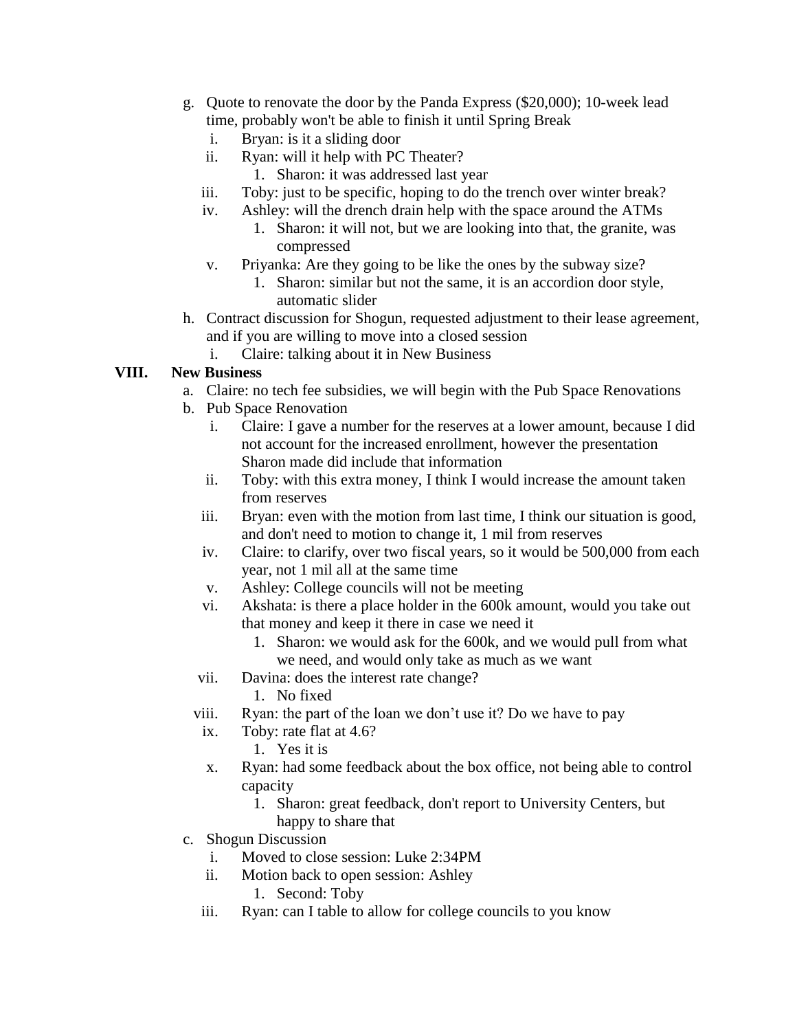g. Quote to renovate the door by the Panda Express ($20,000); 10-week lead time, probably won't be able to finish it until Spring Break
    i. Bryan: is it a sliding door
    ii. Ryan: will it help with PC Theater?
        1. Sharon: it was addressed last year
    iii. Toby: just to be specific, hoping to do the trench over winter break?
    iv. Ashley: will the drench drain help with the space around the ATMs
        1. Sharon: it will not, but we are looking into that, the granite, was compressed
    v. Priyanka: Are they going to be like the ones by the subway size?
        1. Sharon: similar but not the same, it is an accordion door style, automatic slider

h. Contract discussion for Shogun, requested adjustment to their lease agreement, and if you are willing to move into a closed session
    i. Claire: talking about it in New Business

## VIII. New Business

a. Claire: no tech fee subsidies, we will begin with the Pub Space Renovations

b. Pub Space Renovation
    i. Claire: I gave a number for the reserves at a lower amount, because I did not account for the increased enrollment, however the presentation Sharon made did include that information
    ii. Toby: with this extra money, I think I would increase the amount taken from reserves
    iii. Bryan: even with the motion from last time, I think our situation is good, and don't need to motion to change it, 1 mil from reserves
    iv. Claire: to clarify, over two fiscal years, so it would be 500,000 from each year, not 1 mil all at the same time
    v. Ashley: College councils will not be meeting
    vi. Akshata: is there a place holder in the 600k amount, would you take out that money and keep it there in case we need it
        1. Sharon: we would ask for the 600k, and we would pull from what we need, and would only take as much as we want
    vii. Davina: does the interest rate change?
        1. No fixed
    viii. Ryan: the part of the loan we don't use it? Do we have to pay
    ix. Toby: rate flat at 4.6?
        1. Yes it is
    x. Ryan: had some feedback about the box office, not being able to control capacity
        1. Sharon: great feedback, don't report to University Centers, but happy to share that

c. Shogun Discussion
    i. Moved to close session: Luke 2:34PM
    ii. Motion back to open session: Ashley
        1. Second: Toby
    iii. Ryan: can I table to allow for college councils to you know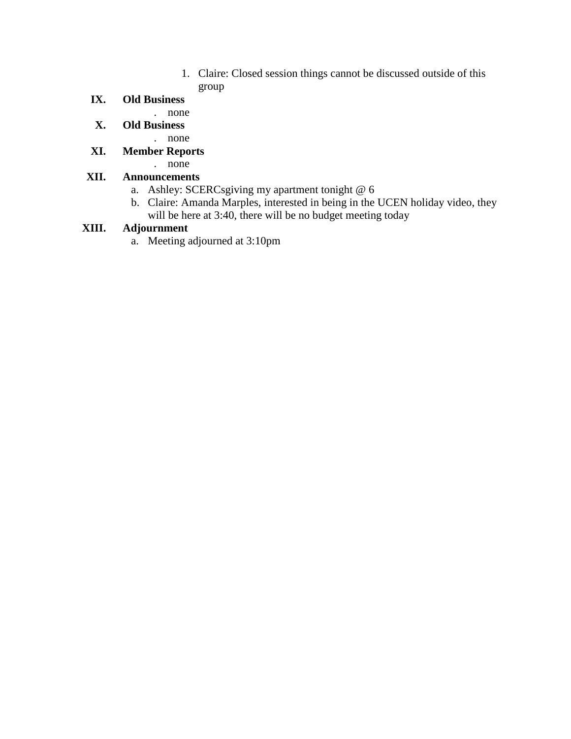1. Claire: Closed session things cannot be discussed outside of this group

IX. **Old Business**

. none

X. **Old Business**

. none

XI. **Member Reports**

. none

XII. **Announcements**

a. Ashley: SCERCsgiving my apartment tonight @ 6

b. Claire: Amanda Marples, interested in being in the UCEN holiday video, they will be here at 3:40, there will be no budget meeting today

XIII. **Adjournment**

a. Meeting adjourned at 3:10pm